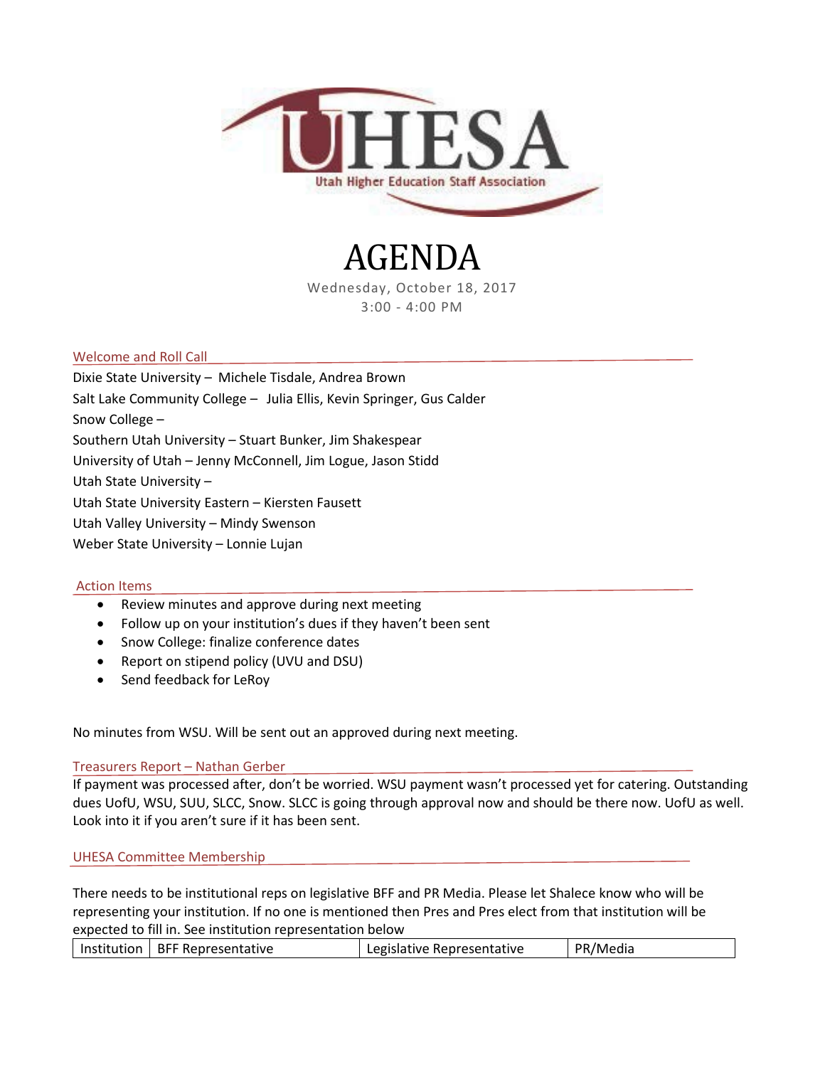UHESA

Utah Higher Education Staff Association

# AGENDA

Wednesday, October 18, 2017

3:00 - 4:00 PM

## Welcome and Roll Call

Dixie State University – Michele Tisdale, Andrea Brown

Salt Lake Community College – Julia Ellis, Kevin Springer, Gus Calder

Snow College –

Southern Utah University – Stuart Bunker, Jim Shakespear

University of Utah – Jenny McConnell, Jim Logue, Jason Stidd

Utah State University –

Utah State University Eastern – Kiersten Fausett

Utah Valley University – Mindy Swenson

Weber State University – Lonnie Lujan

## Action Items

- Review minutes and approve during next meeting
- Follow up on your institution's dues if they haven't been sent
- Snow College: finalize conference dates
- Report on stipend policy (UVU and DSU)
- Send feedback for LeRoy

No minutes from WSU. Will be sent out an approved during next meeting.

## Treasurers Report – Nathan Gerber

If payment was processed after, don't be worried. WSU payment wasn't processed yet for catering. Outstanding dues UofU, WSU, SUU, SLCC, Snow. SLCC is going through approval now and should be there now. UofU as well. Look into it if you aren't sure if it has been sent.

## UHESA Committee Membership

There needs to be institutional reps on legislative BFF and PR Media. Please let Shalece know who will be representing your institution. If no one is mentioned then Pres and Pres elect from that institution will be expected to fill in. See institution representation below

| Institution | BFF Representative | Legislative Representative | PR/Media |
|---|---|---|---|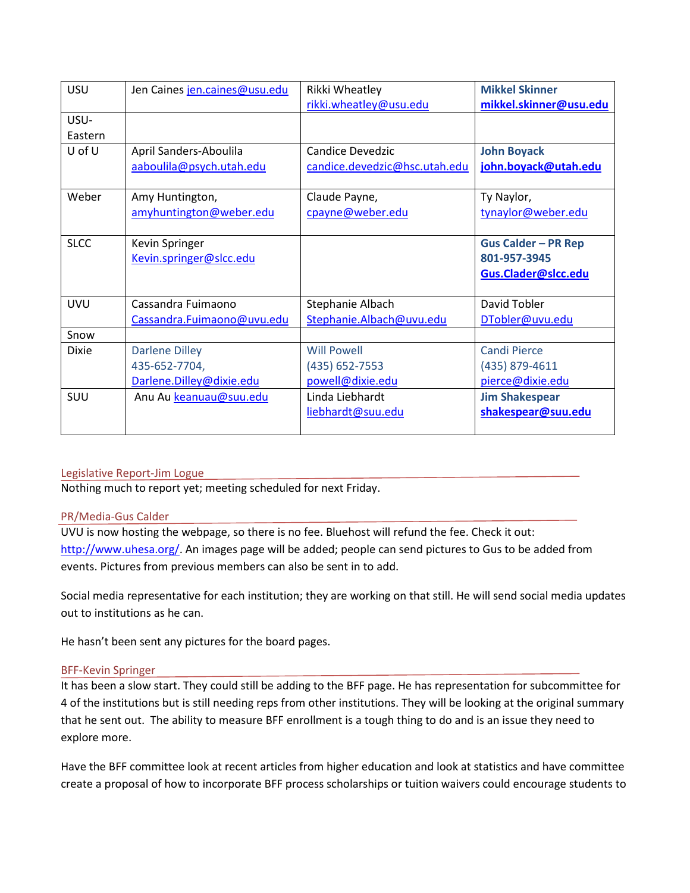| USU | Jen Caines jen.caines@usu.edu | Rikki Wheatley rikki.wheatley@usu.edu | **Mikkel Skinner mikkel.skinner@usu.edu** |
|---|---|---|---|
| USU-Eastern | | | |
| U of U | April Sanders-Aboulila aaboulila@psych.utah.edu | Candice Devedzic candice.devedzic@hsc.utah.edu | **John Boyack john.boyack@utah.edu** |
| Weber | Amy Huntington, amyhuntington@weber.edu | Claude Payne, cpayne@weber.edu | Ty Naylor, tynaylor@weber.edu |
| SLCC | Kevin Springer Kevin.springer@slcc.edu | | **Gus Calder – PR Rep 801-957-3945 Gus.Clader@slcc.edu** |
| UVU | Cassandra Fuimaono Cassandra.Fuimaono@uvu.edu | Stephanie Albach Stephanie.Albach@uvu.edu | David Tobler DTobler@uvu.edu |
| Snow | | | |
| Dixie | Darlene Dilley 435-652-7704, Darlene.Dilley@dixie.edu | Will Powell (435) 652-7553 powell@dixie.edu | Candi Pierce (435) 879-4611 pierce@dixie.edu |
| SUU | Anu Au keanuau@suu.edu | Linda Liebhardt liebhardt@suu.edu | **Jim Shakespear shakespear@suu.edu** |

## Legislative Report-Jim Logue

Nothing much to report yet; meeting scheduled for next Friday.

## PR/Media-Gus Calder

UVU is now hosting the webpage, so there is no fee. Bluehost will refund the fee. Check it out: http://www.uhesa.org/. An images page will be added; people can send pictures to Gus to be added from events. Pictures from previous members can also be sent in to add.

Social media representative for each institution; they are working on that still. He will send social media updates out to institutions as he can.

He hasn't been sent any pictures for the board pages.

## BFF-Kevin Springer

It has been a slow start. They could still be adding to the BFF page. He has representation for subcommittee for 4 of the institutions but is still needing reps from other institutions. They will be looking at the original summary that he sent out. The ability to measure BFF enrollment is a tough thing to do and is an issue they need to explore more.

Have the BFF committee look at recent articles from higher education and look at statistics and have committee create a proposal of how to incorporate BFF process scholarships or tuition waivers could encourage students to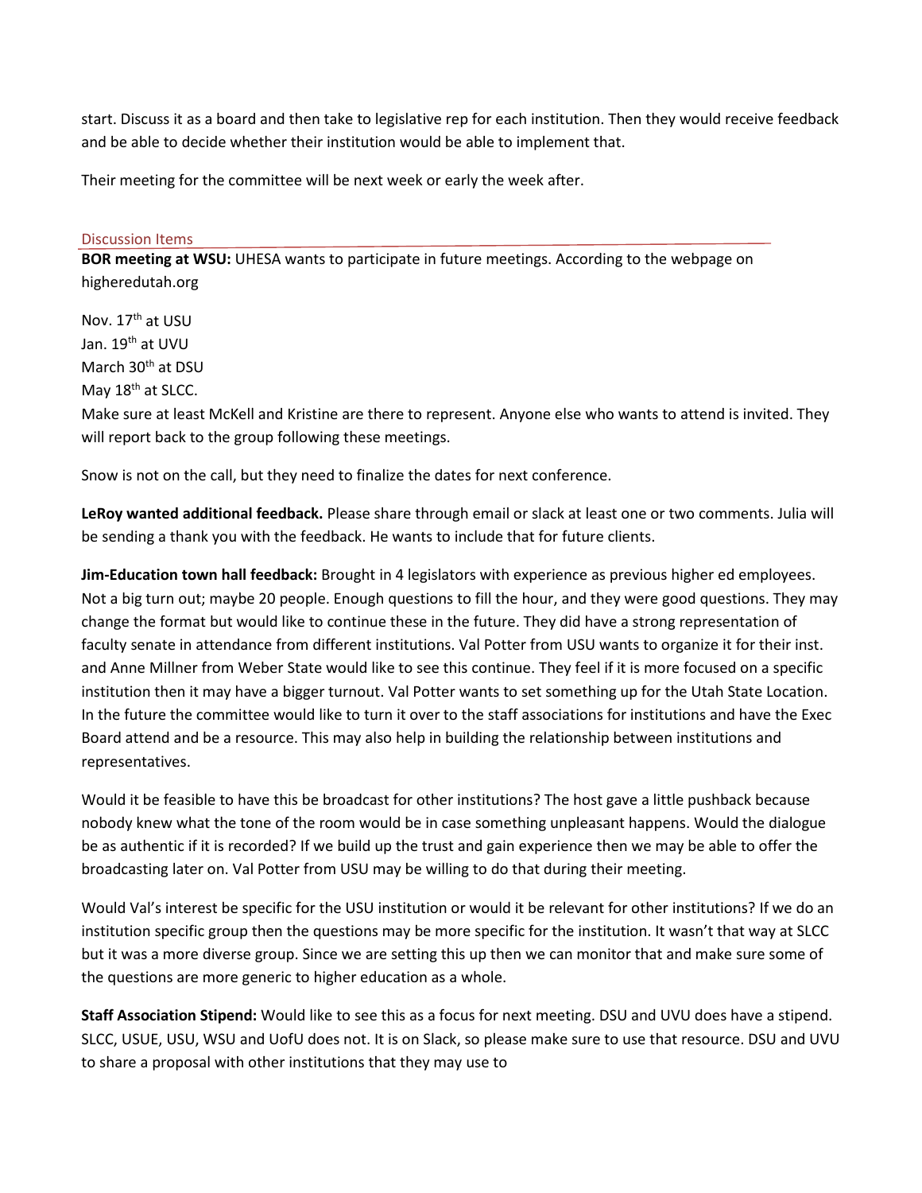start. Discuss it as a board and then take to legislative rep for each institution. Then they would receive feedback and be able to decide whether their institution would be able to implement that.

Their meeting for the committee will be next week or early the week after.

## Discussion Items

**BOR meeting at WSU:** UHESA wants to participate in future meetings. According to the webpage on higheredutah.org

Nov. 17th at USU
Jan. 19th at UVU
March 30th at DSU
May 18th at SLCC.
Make sure at least McKell and Kristine are there to represent. Anyone else who wants to attend is invited. They will report back to the group following these meetings.

Snow is not on the call, but they need to finalize the dates for next conference.

**LeRoy wanted additional feedback.** Please share through email or slack at least one or two comments. Julia will be sending a thank you with the feedback. He wants to include that for future clients.

**Jim-Education town hall feedback:** Brought in 4 legislators with experience as previous higher ed employees. Not a big turn out; maybe 20 people. Enough questions to fill the hour, and they were good questions. They may change the format but would like to continue these in the future. They did have a strong representation of faculty senate in attendance from different institutions. Val Potter from USU wants to organize it for their inst. and Anne Millner from Weber State would like to see this continue. They feel if it is more focused on a specific institution then it may have a bigger turnout. Val Potter wants to set something up for the Utah State Location. In the future the committee would like to turn it over to the staff associations for institutions and have the Exec Board attend and be a resource. This may also help in building the relationship between institutions and representatives.

Would it be feasible to have this be broadcast for other institutions? The host gave a little pushback because nobody knew what the tone of the room would be in case something unpleasant happens. Would the dialogue be as authentic if it is recorded? If we build up the trust and gain experience then we may be able to offer the broadcasting later on. Val Potter from USU may be willing to do that during their meeting.

Would Val's interest be specific for the USU institution or would it be relevant for other institutions? If we do an institution specific group then the questions may be more specific for the institution. It wasn't that way at SLCC but it was a more diverse group. Since we are setting this up then we can monitor that and make sure some of the questions are more generic to higher education as a whole.

**Staff Association Stipend:** Would like to see this as a focus for next meeting. DSU and UVU does have a stipend. SLCC, USUE, USU, WSU and UofU does not. It is on Slack, so please make sure to use that resource. DSU and UVU to share a proposal with other institutions that they may use to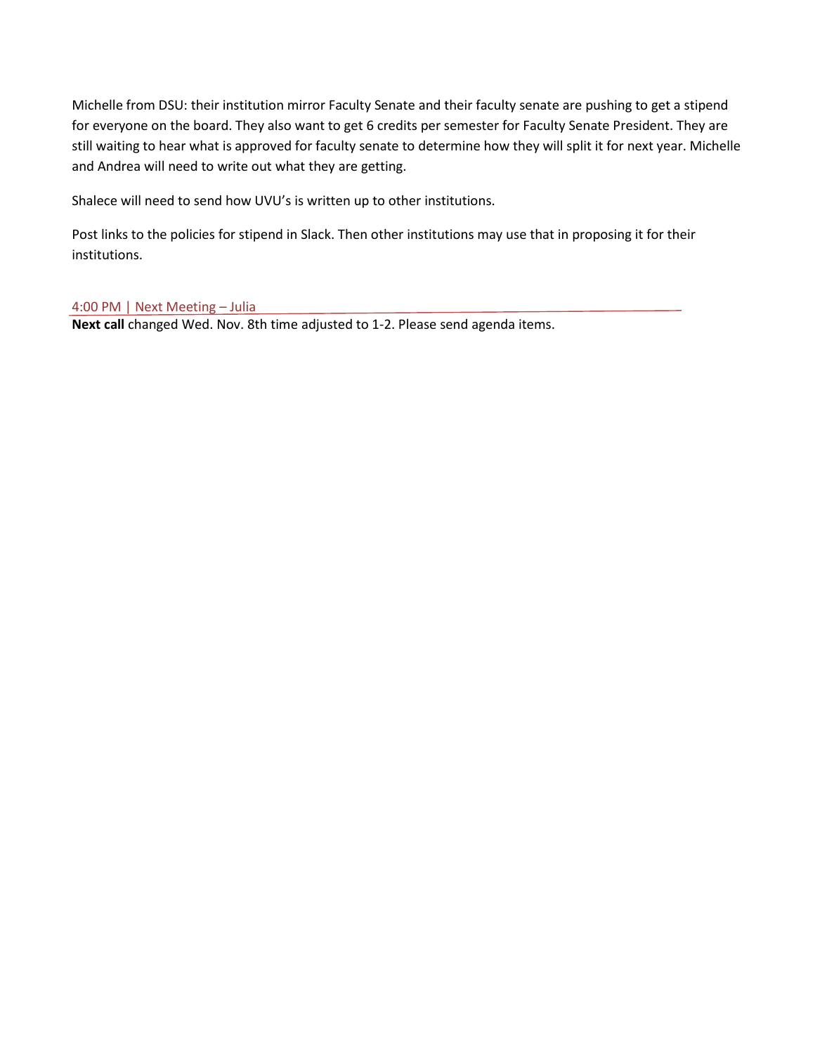Michelle from DSU: their institution mirror Faculty Senate and their faculty senate are pushing to get a stipend for everyone on the board. They also want to get 6 credits per semester for Faculty Senate President. They are still waiting to hear what is approved for faculty senate to determine how they will split it for next year. Michelle and Andrea will need to write out what they are getting.

Shalece will need to send how UVU's is written up to other institutions.

Post links to the policies for stipend in Slack. Then other institutions may use that in proposing it for their institutions.

## 4:00 PM | Next Meeting – Julia

**Next call** changed Wed. Nov. 8th time adjusted to 1-2. Please send agenda items.